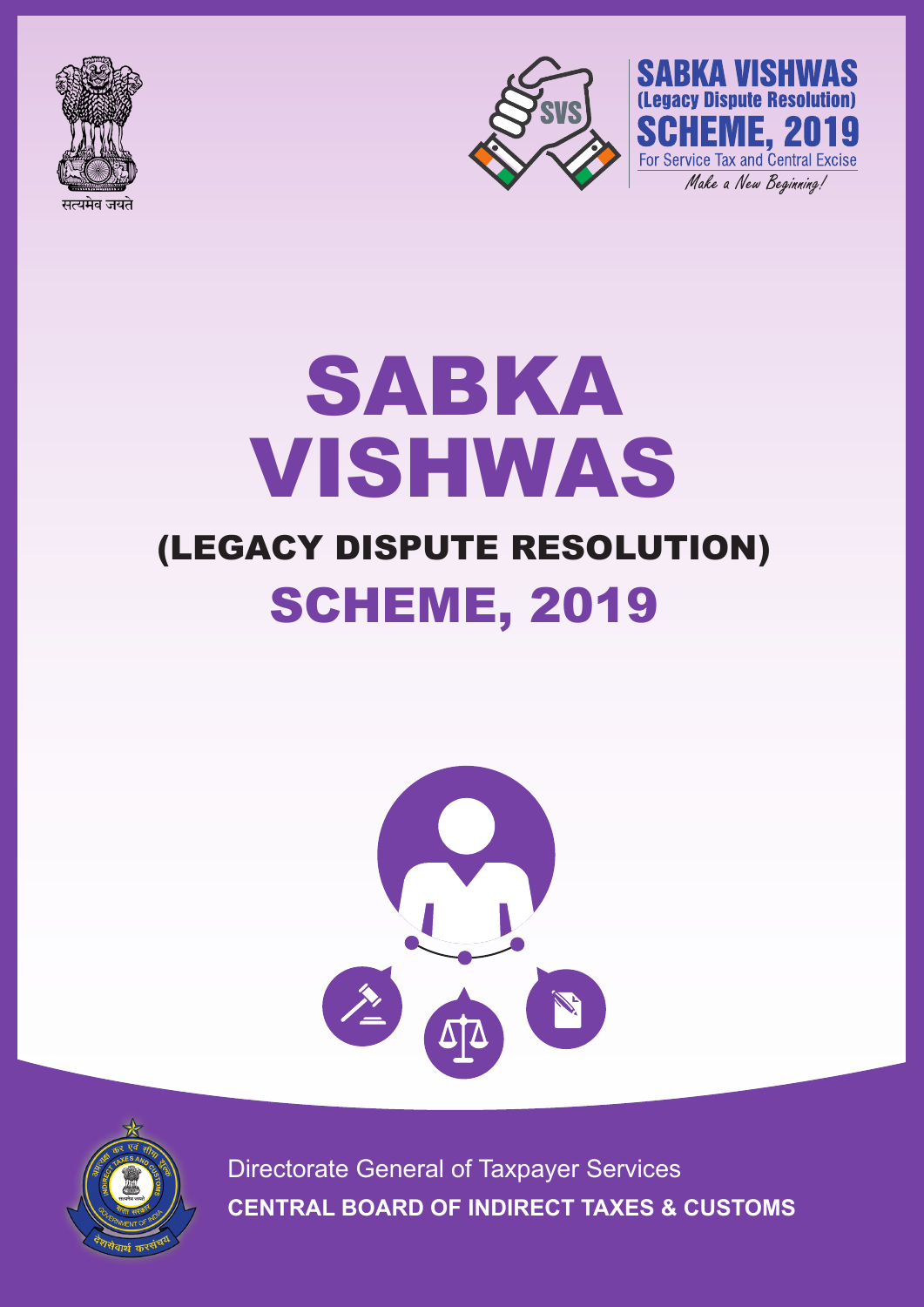सत्यमेव जयते

SVS

**SABKA VISHWAS (Legacy Dispute Resolution) SCHEME, 2019**

For Service Tax and Central Excise

*Make a New Beginning!*

# SABKA VISHWAS

## (LEGACY DISPUTE RESOLUTION)

# SCHEME, 2019

Directorate General of Taxpayer Services

**CENTRAL BOARD OF INDIRECT TAXES & CUSTOMS**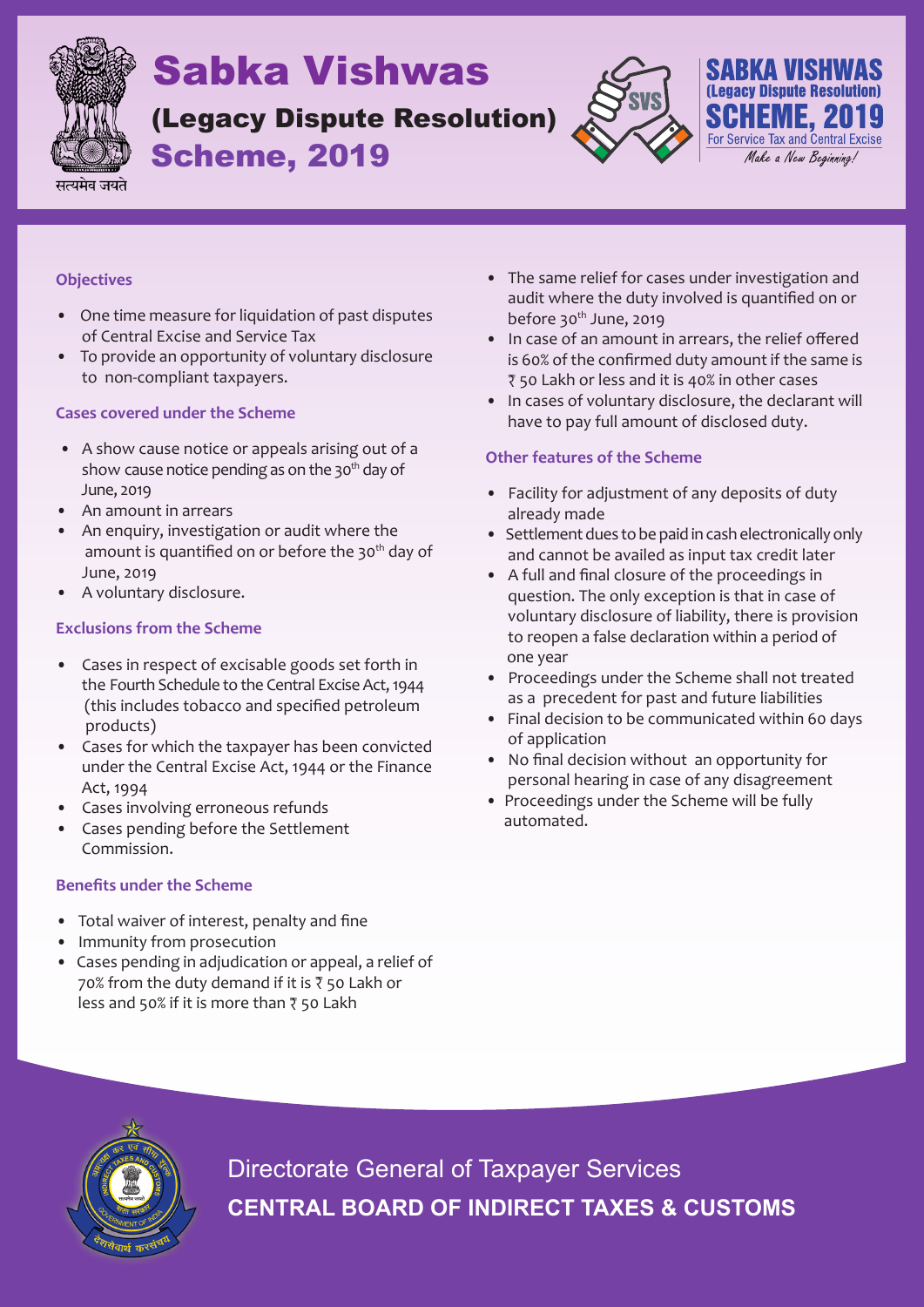# Sabka Vishwas (Legacy Dispute Resolution) Scheme, 2019

सत्यमेव जयते

SABKA VISHWAS (Legacy Dispute Resolution) SCHEME, 2019
For Service Tax and Central Excise
*Make a New Beginning!*

### Objectives

- One time measure for liquidation of past disputes of Central Excise and Service Tax
- To provide an opportunity of voluntary disclosure to non-compliant taxpayers.

### Cases covered under the Scheme

- A show cause notice or appeals arising out of a show cause notice pending as on the 30th day of June, 2019
- An amount in arrears
- An enquiry, investigation or audit where the amount is quantified on or before the 30th day of June, 2019
- A voluntary disclosure.

### Exclusions from the Scheme

- Cases in respect of excisable goods set forth in the Fourth Schedule to the Central Excise Act, 1944 (this includes tobacco and specified petroleum products)
- Cases for which the taxpayer has been convicted under the Central Excise Act, 1944 or the Finance Act, 1994
- Cases involving erroneous refunds
- Cases pending before the Settlement Commission.

### Benefits under the Scheme

- Total waiver of interest, penalty and fine
- Immunity from prosecution
- Cases pending in adjudication or appeal, a relief of 70% from the duty demand if it is ₹ 50 Lakh or less and 50% if it is more than ₹ 50 Lakh
- The same relief for cases under investigation and audit where the duty involved is quantified on or before 30th June, 2019
- In case of an amount in arrears, the relief offered is 60% of the confirmed duty amount if the same is ₹ 50 Lakh or less and it is 40% in other cases
- In cases of voluntary disclosure, the declarant will have to pay full amount of disclosed duty.

### Other features of the Scheme

- Facility for adjustment of any deposits of duty already made
- Settlement dues to be paid in cash electronically only and cannot be availed as input tax credit later
- A full and final closure of the proceedings in question. The only exception is that in case of voluntary disclosure of liability, there is provision to reopen a false declaration within a period of one year
- Proceedings under the Scheme shall not treated as a precedent for past and future liabilities
- Final decision to be communicated within 60 days of application
- No final decision without an opportunity for personal hearing in case of any disagreement
- Proceedings under the Scheme will be fully automated.

Directorate General of Taxpayer Services

**CENTRAL BOARD OF INDIRECT TAXES & CUSTOMS**